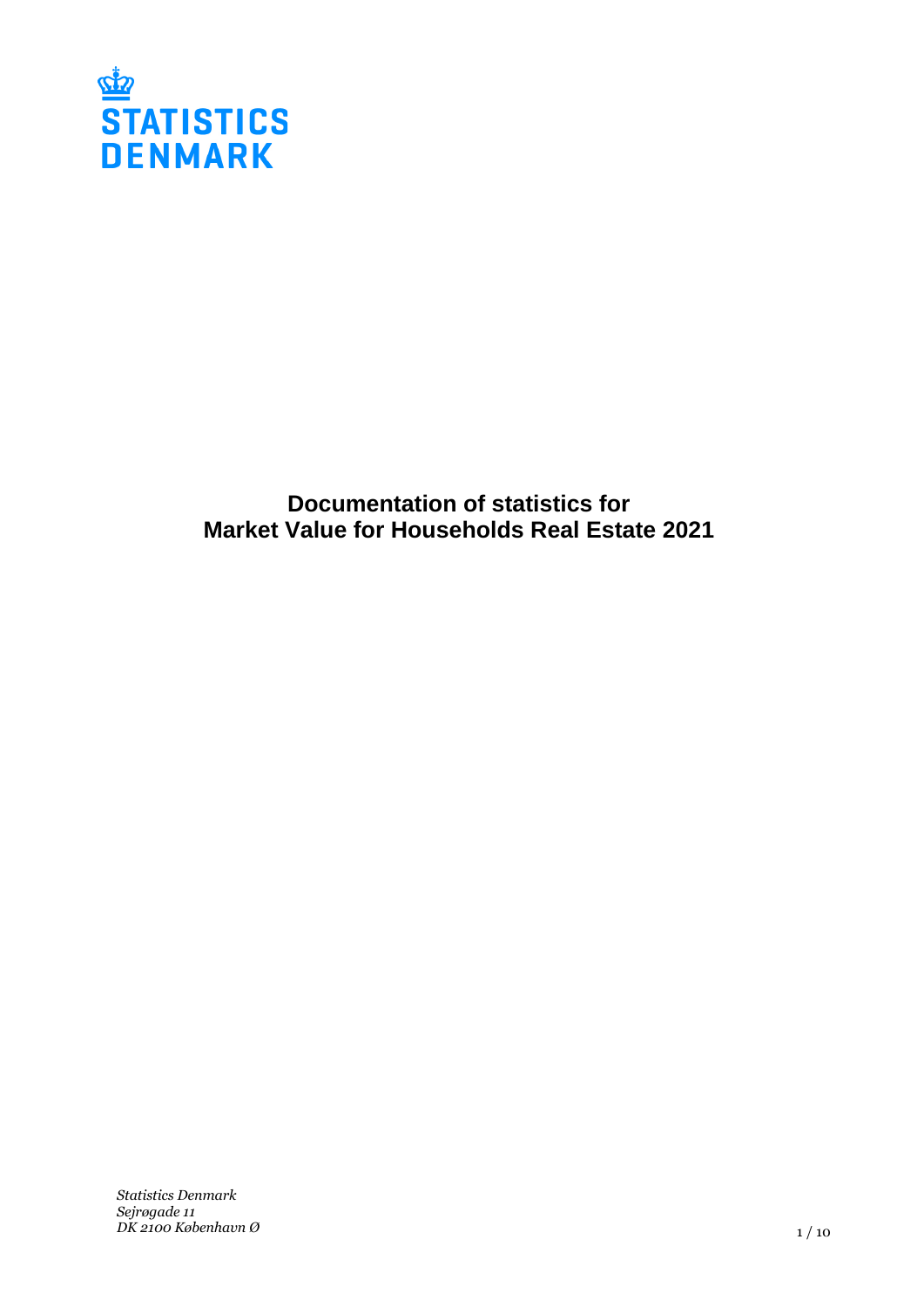STATISTICS DENMARK

# Documentation of statistics for Market Value for Households Real Estate 2021

*Statistics Denmark*
*Sejrøgade 11*
*DK 2100 København Ø*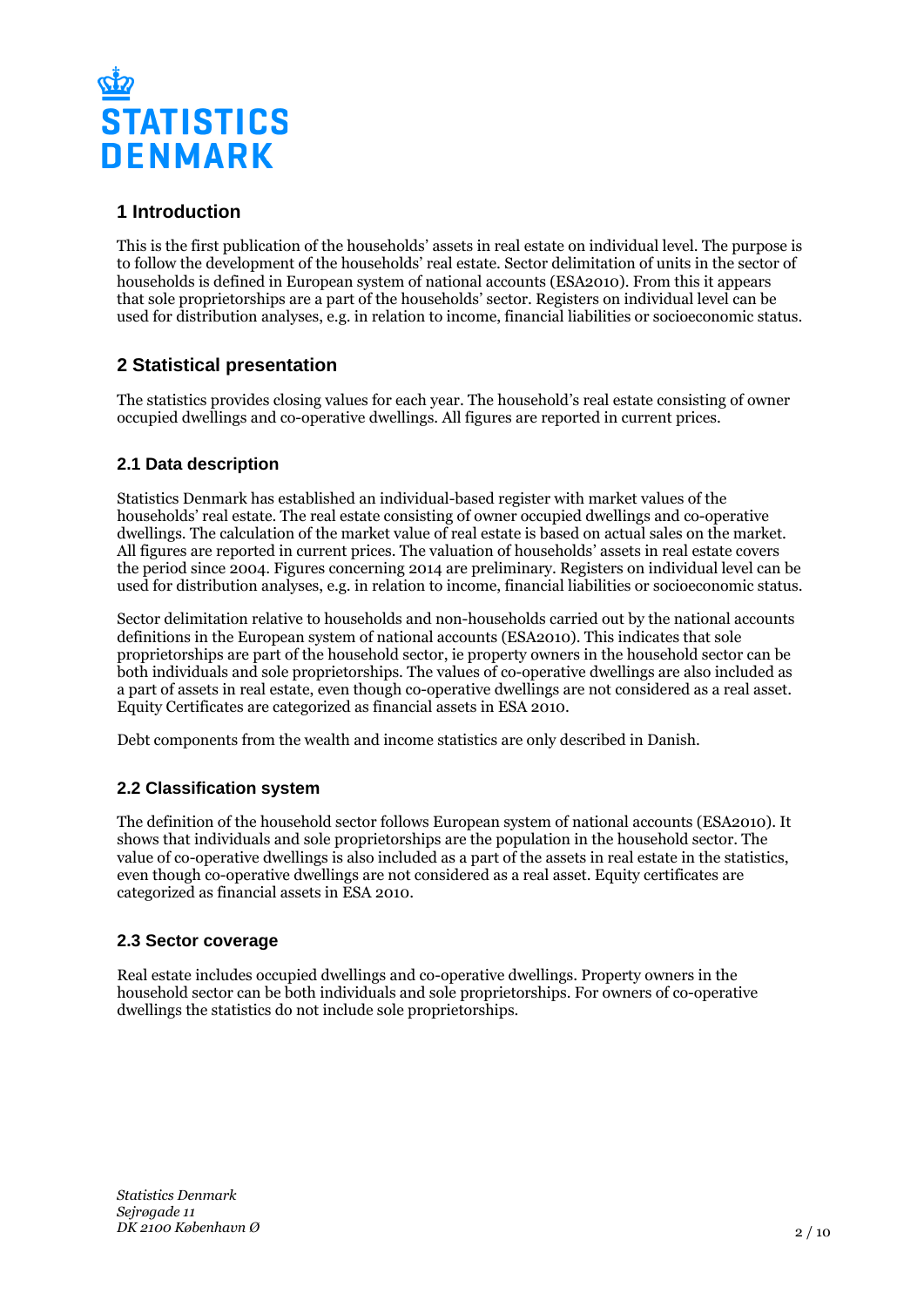## 1 Introduction

This is the first publication of the households' assets in real estate on individual level. The purpose is to follow the development of the households' real estate. Sector delimitation of units in the sector of households is defined in European system of national accounts (ESA2010). From this it appears that sole proprietorships are a part of the households' sector. Registers on individual level can be used for distribution analyses, e.g. in relation to income, financial liabilities or socioeconomic status.

## 2 Statistical presentation

The statistics provides closing values for each year. The household's real estate consisting of owner occupied dwellings and co-operative dwellings. All figures are reported in current prices.

### 2.1 Data description

Statistics Denmark has established an individual-based register with market values of the households' real estate. The real estate consisting of owner occupied dwellings and co-operative dwellings. The calculation of the market value of real estate is based on actual sales on the market. All figures are reported in current prices. The valuation of households' assets in real estate covers the period since 2004. Figures concerning 2014 are preliminary. Registers on individual level can be used for distribution analyses, e.g. in relation to income, financial liabilities or socioeconomic status.

Sector delimitation relative to households and non-households carried out by the national accounts definitions in the European system of national accounts (ESA2010). This indicates that sole proprietorships are part of the household sector, ie property owners in the household sector can be both individuals and sole proprietorships. The values of co-operative dwellings are also included as a part of assets in real estate, even though co-operative dwellings are not considered as a real asset. Equity Certificates are categorized as financial assets in ESA 2010.

Debt components from the wealth and income statistics are only described in Danish.

### 2.2 Classification system

The definition of the household sector follows European system of national accounts (ESA2010). It shows that individuals and sole proprietorships are the population in the household sector. The value of co-operative dwellings is also included as a part of the assets in real estate in the statistics, even though co-operative dwellings are not considered as a real asset. Equity certificates are categorized as financial assets in ESA 2010.

### 2.3 Sector coverage

Real estate includes occupied dwellings and co-operative dwellings. Property owners in the household sector can be both individuals and sole proprietorships. For owners of co-operative dwellings the statistics do not include sole proprietorships.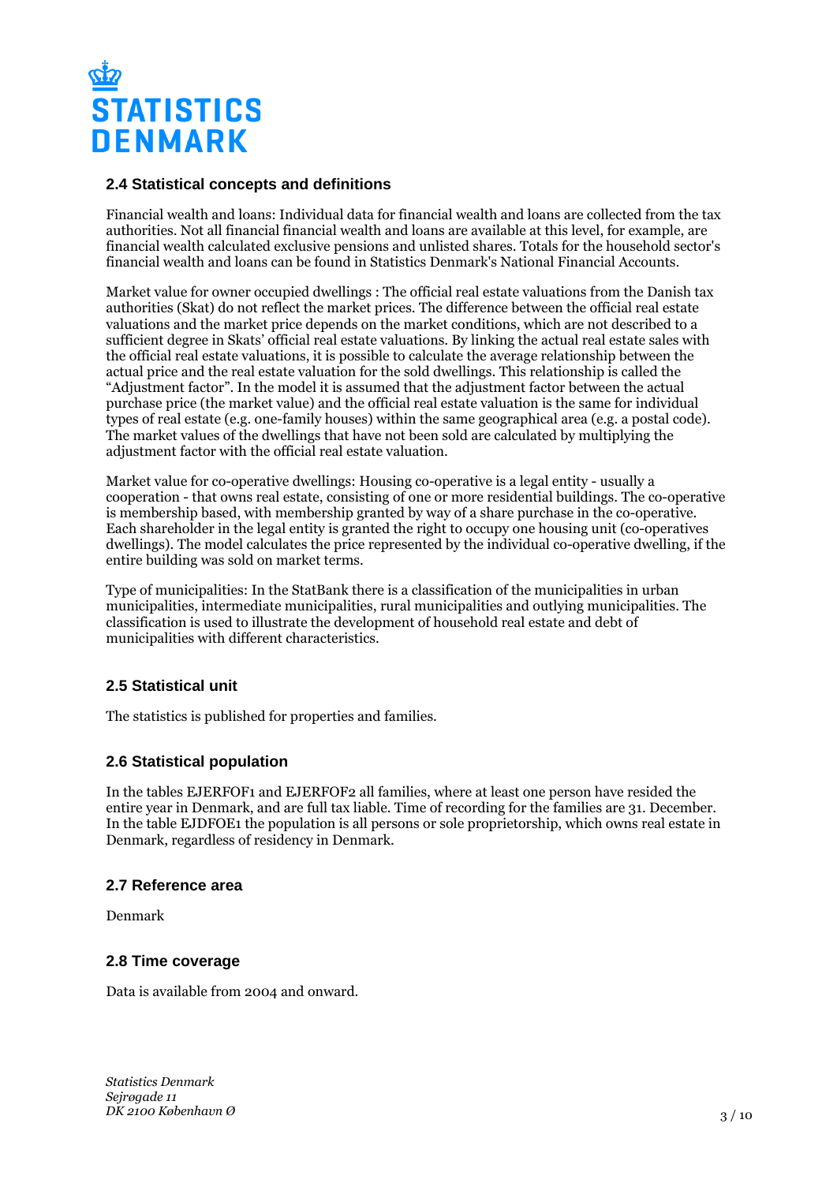## 2.4 Statistical concepts and definitions

Financial wealth and loans: Individual data for financial wealth and loans are collected from the tax authorities. Not all financial financial wealth and loans are available at this level, for example, are financial wealth calculated exclusive pensions and unlisted shares. Totals for the household sector's financial wealth and loans can be found in Statistics Denmark's National Financial Accounts.

Market value for owner occupied dwellings : The official real estate valuations from the Danish tax authorities (Skat) do not reflect the market prices. The difference between the official real estate valuations and the market price depends on the market conditions, which are not described to a sufficient degree in Skats' official real estate valuations. By linking the actual real estate sales with the official real estate valuations, it is possible to calculate the average relationship between the actual price and the real estate valuation for the sold dwellings. This relationship is called the "Adjustment factor". In the model it is assumed that the adjustment factor between the actual purchase price (the market value) and the official real estate valuation is the same for individual types of real estate (e.g. one-family houses) within the same geographical area (e.g. a postal code). The market values of the dwellings that have not been sold are calculated by multiplying the adjustment factor with the official real estate valuation.

Market value for co-operative dwellings: Housing co-operative is a legal entity - usually a cooperation - that owns real estate, consisting of one or more residential buildings. The co-operative is membership based, with membership granted by way of a share purchase in the co-operative. Each shareholder in the legal entity is granted the right to occupy one housing unit (co-operatives dwellings). The model calculates the price represented by the individual co-operative dwelling, if the entire building was sold on market terms.

Type of municipalities: In the StatBank there is a classification of the municipalities in urban municipalities, intermediate municipalities, rural municipalities and outlying municipalities. The classification is used to illustrate the development of household real estate and debt of municipalities with different characteristics.

## 2.5 Statistical unit

The statistics is published for properties and families.

## 2.6 Statistical population

In the tables EJERFOF1 and EJERFOF2 all families, where at least one person have resided the entire year in Denmark, and are full tax liable. Time of recording for the families are 31. December. In the table EJDFOE1 the population is all persons or sole proprietorship, which owns real estate in Denmark, regardless of residency in Denmark.

## 2.7 Reference area

Denmark

## 2.8 Time coverage

Data is available from 2004 and onward.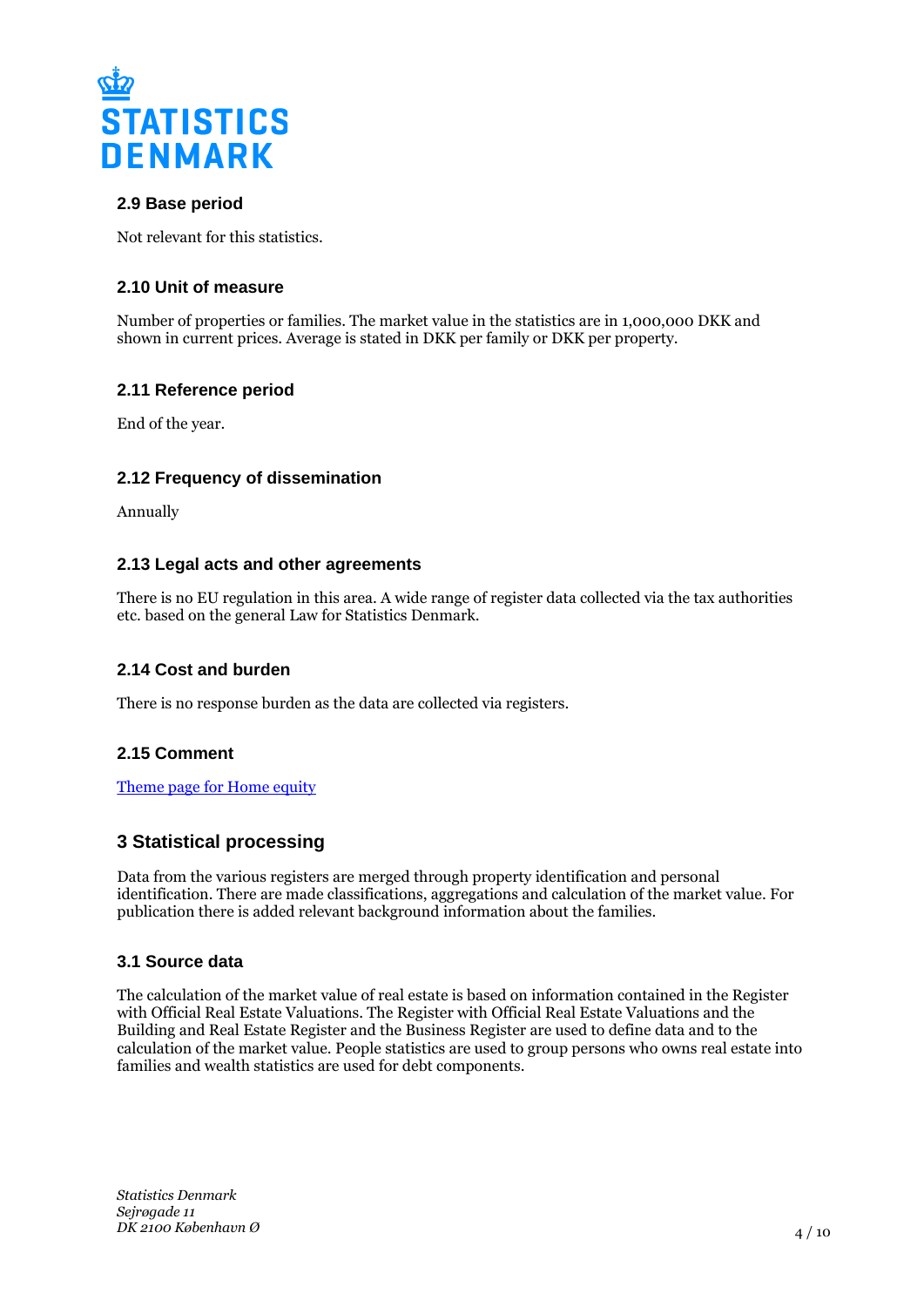### 2.9 Base period

Not relevant for this statistics.

### 2.10 Unit of measure

Number of properties or families. The market value in the statistics are in 1,000,000 DKK and shown in current prices. Average is stated in DKK per family or DKK per property.

### 2.11 Reference period

End of the year.

### 2.12 Frequency of dissemination

Annually

### 2.13 Legal acts and other agreements

There is no EU regulation in this area. A wide range of register data collected via the tax authorities etc. based on the general Law for Statistics Denmark.

### 2.14 Cost and burden

There is no response burden as the data are collected via registers.

### 2.15 Comment

[Theme page for Home equity]

## 3 Statistical processing

Data from the various registers are merged through property identification and personal identification. There are made classifications, aggregations and calculation of the market value. For publication there is added relevant background information about the families.

### 3.1 Source data

The calculation of the market value of real estate is based on information contained in the Register with Official Real Estate Valuations. The Register with Official Real Estate Valuations and the Building and Real Estate Register and the Business Register are used to define data and to the calculation of the market value. People statistics are used to group persons who owns real estate into families and wealth statistics are used for debt components.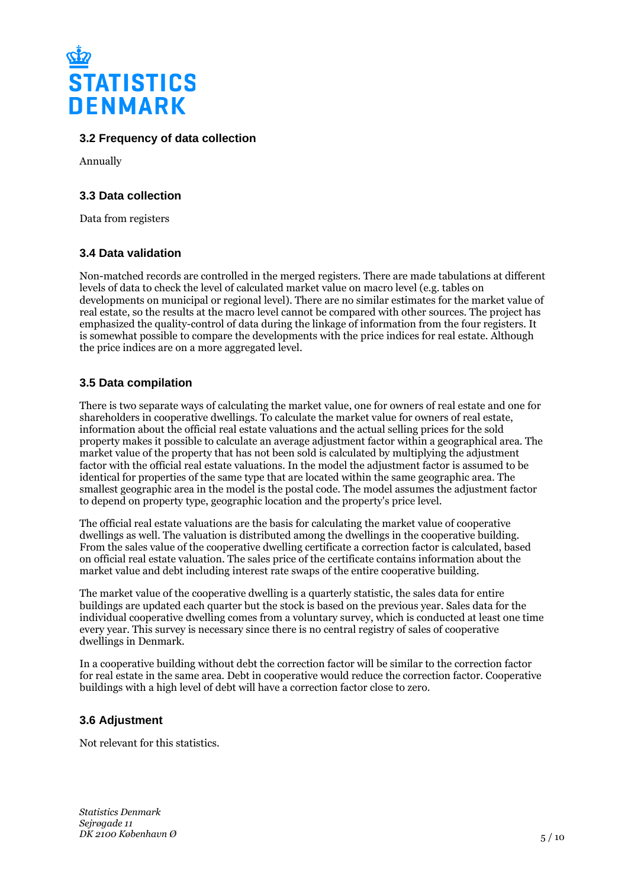### 3.2 Frequency of data collection

Annually

### 3.3 Data collection

Data from registers

### 3.4 Data validation

Non-matched records are controlled in the merged registers. There are made tabulations at different levels of data to check the level of calculated market value on macro level (e.g. tables on developments on municipal or regional level). There are no similar estimates for the market value of real estate, so the results at the macro level cannot be compared with other sources. The project has emphasized the quality-control of data during the linkage of information from the four registers. It is somewhat possible to compare the developments with the price indices for real estate. Although the price indices are on a more aggregated level.

### 3.5 Data compilation

There is two separate ways of calculating the market value, one for owners of real estate and one for shareholders in cooperative dwellings. To calculate the market value for owners of real estate, information about the official real estate valuations and the actual selling prices for the sold property makes it possible to calculate an average adjustment factor within a geographical area. The market value of the property that has not been sold is calculated by multiplying the adjustment factor with the official real estate valuations. In the model the adjustment factor is assumed to be identical for properties of the same type that are located within the same geographic area. The smallest geographic area in the model is the postal code. The model assumes the adjustment factor to depend on property type, geographic location and the property's price level.

The official real estate valuations are the basis for calculating the market value of cooperative dwellings as well. The valuation is distributed among the dwellings in the cooperative building. From the sales value of the cooperative dwelling certificate a correction factor is calculated, based on official real estate valuation. The sales price of the certificate contains information about the market value and debt including interest rate swaps of the entire cooperative building.

The market value of the cooperative dwelling is a quarterly statistic, the sales data for entire buildings are updated each quarter but the stock is based on the previous year. Sales data for the individual cooperative dwelling comes from a voluntary survey, which is conducted at least one time every year. This survey is necessary since there is no central registry of sales of cooperative dwellings in Denmark.

In a cooperative building without debt the correction factor will be similar to the correction factor for real estate in the same area. Debt in cooperative would reduce the correction factor. Cooperative buildings with a high level of debt will have a correction factor close to zero.

### 3.6 Adjustment

Not relevant for this statistics.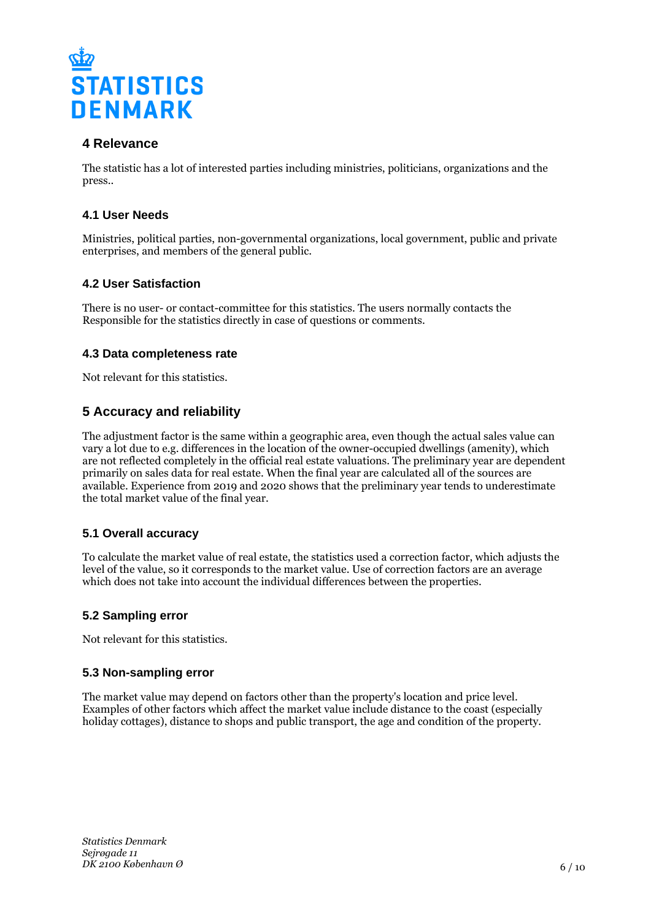## 4 Relevance

The statistic has a lot of interested parties including ministries, politicians, organizations and the press..

### 4.1 User Needs

Ministries, political parties, non-governmental organizations, local government, public and private enterprises, and members of the general public.

### 4.2 User Satisfaction

There is no user- or contact-committee for this statistics. The users normally contacts the Responsible for the statistics directly in case of questions or comments.

### 4.3 Data completeness rate

Not relevant for this statistics.

## 5 Accuracy and reliability

The adjustment factor is the same within a geographic area, even though the actual sales value can vary a lot due to e.g. differences in the location of the owner-occupied dwellings (amenity), which are not reflected completely in the official real estate valuations. The preliminary year are dependent primarily on sales data for real estate. When the final year are calculated all of the sources are available. Experience from 2019 and 2020 shows that the preliminary year tends to underestimate the total market value of the final year.

### 5.1 Overall accuracy

To calculate the market value of real estate, the statistics used a correction factor, which adjusts the level of the value, so it corresponds to the market value. Use of correction factors are an average which does not take into account the individual differences between the properties.

### 5.2 Sampling error

Not relevant for this statistics.

### 5.3 Non-sampling error

The market value may depend on factors other than the property's location and price level. Examples of other factors which affect the market value include distance to the coast (especially holiday cottages), distance to shops and public transport, the age and condition of the property.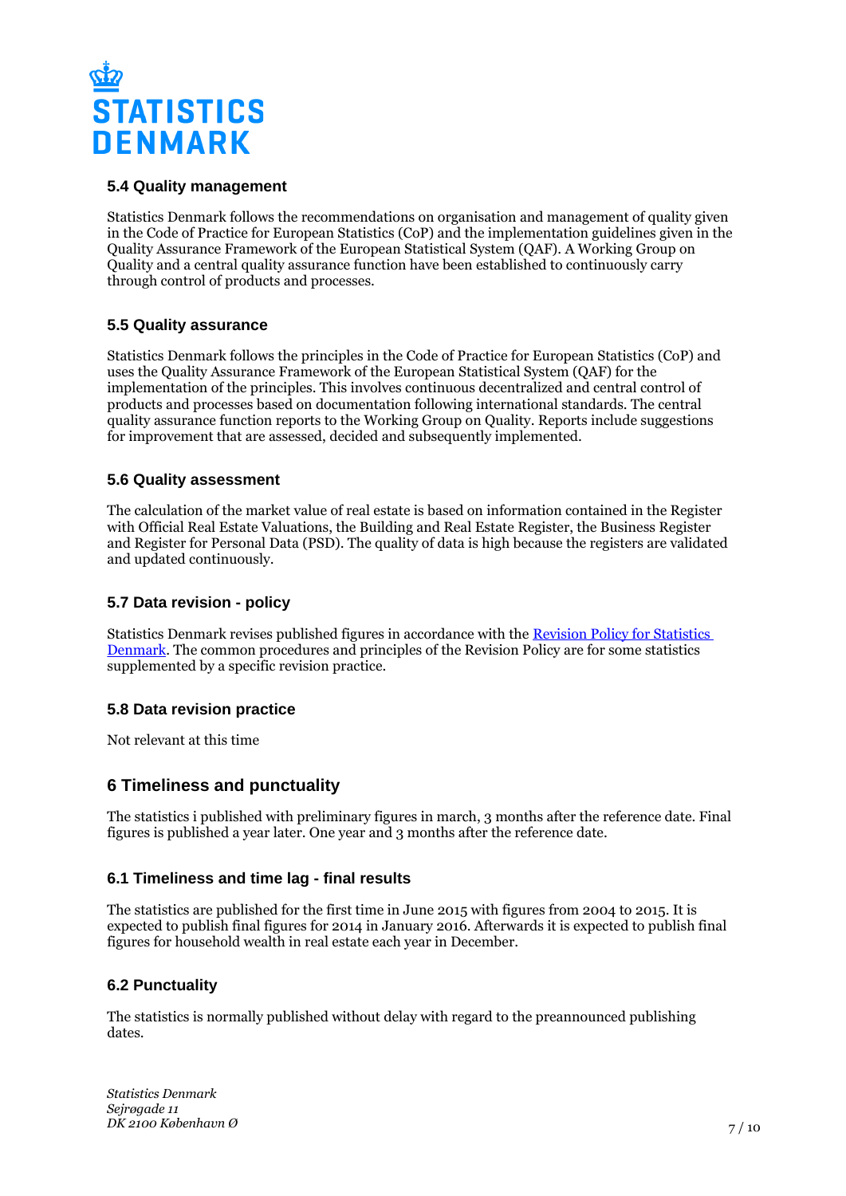### 5.4 Quality management

Statistics Denmark follows the recommendations on organisation and management of quality given in the Code of Practice for European Statistics (CoP) and the implementation guidelines given in the Quality Assurance Framework of the European Statistical System (QAF). A Working Group on Quality and a central quality assurance function have been established to continuously carry through control of products and processes.

### 5.5 Quality assurance

Statistics Denmark follows the principles in the Code of Practice for European Statistics (CoP) and uses the Quality Assurance Framework of the European Statistical System (QAF) for the implementation of the principles. This involves continuous decentralized and central control of products and processes based on documentation following international standards. The central quality assurance function reports to the Working Group on Quality. Reports include suggestions for improvement that are assessed, decided and subsequently implemented.

### 5.6 Quality assessment

The calculation of the market value of real estate is based on information contained in the Register with Official Real Estate Valuations, the Building and Real Estate Register, the Business Register and Register for Personal Data (PSD). The quality of data is high because the registers are validated and updated continuously.

### 5.7 Data revision - policy

Statistics Denmark revises published figures in accordance with the [Revision Policy for Statistics Denmark](). The common procedures and principles of the Revision Policy are for some statistics supplemented by a specific revision practice.

### 5.8 Data revision practice

Not relevant at this time

## 6 Timeliness and punctuality

The statistics i published with preliminary figures in march, 3 months after the reference date. Final figures is published a year later. One year and 3 months after the reference date.

### 6.1 Timeliness and time lag - final results

The statistics are published for the first time in June 2015 with figures from 2004 to 2015. It is expected to publish final figures for 2014 in January 2016. Afterwards it is expected to publish final figures for household wealth in real estate each year in December.

### 6.2 Punctuality

The statistics is normally published without delay with regard to the preannounced publishing dates.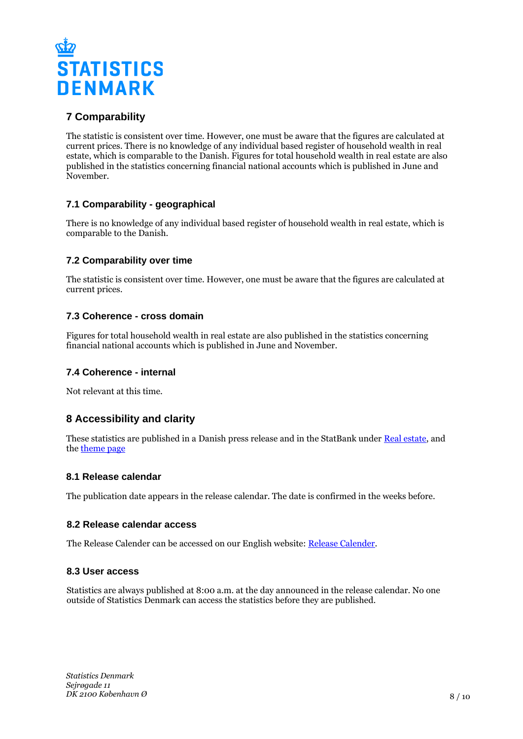## 7 Comparability

The statistic is consistent over time. However, one must be aware that the figures are calculated at current prices. There is no knowledge of any individual based register of household wealth in real estate, which is comparable to the Danish. Figures for total household wealth in real estate are also published in the statistics concerning financial national accounts which is published in June and November.

### 7.1 Comparability - geographical

There is no knowledge of any individual based register of household wealth in real estate, which is comparable to the Danish.

### 7.2 Comparability over time

The statistic is consistent over time. However, one must be aware that the figures are calculated at current prices.

### 7.3 Coherence - cross domain

Figures for total household wealth in real estate are also published in the statistics concerning financial national accounts which is published in June and November.

### 7.4 Coherence - internal

Not relevant at this time.

## 8 Accessibility and clarity

These statistics are published in a Danish press release and in the StatBank under [Real estate](), and the [theme page]()

### 8.1 Release calendar

The publication date appears in the release calendar. The date is confirmed in the weeks before.

### 8.2 Release calendar access

The Release Calender can be accessed on our English website: [Release Calender]().

### 8.3 User access

Statistics are always published at 8:00 a.m. at the day announced in the release calendar. No one outside of Statistics Denmark can access the statistics before they are published.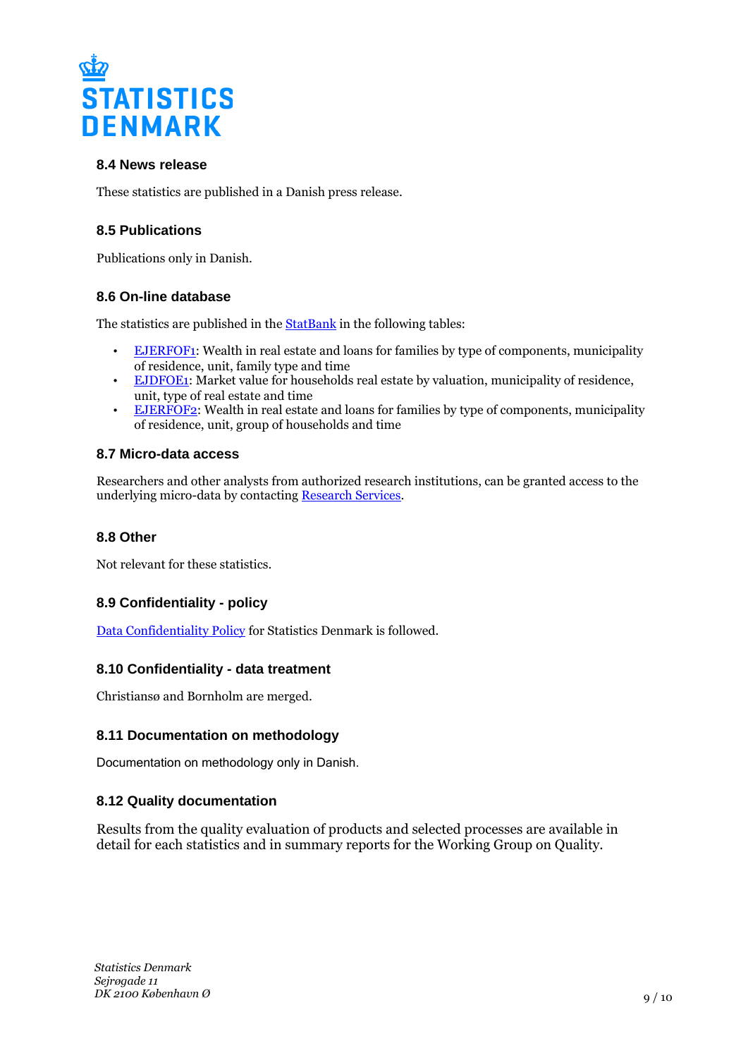### 8.4 News release

These statistics are published in a Danish press release.

### 8.5 Publications

Publications only in Danish.

### 8.6 On-line database

The statistics are published in the StatBank in the following tables:

- EJERFOF1: Wealth in real estate and loans for families by type of components, municipality of residence, unit, family type and time
- EJDFOE1: Market value for households real estate by valuation, municipality of residence, unit, type of real estate and time
- EJERFOF2: Wealth in real estate and loans for families by type of components, municipality of residence, unit, group of households and time

### 8.7 Micro-data access

Researchers and other analysts from authorized research institutions, can be granted access to the underlying micro-data by contacting Research Services.

### 8.8 Other

Not relevant for these statistics.

### 8.9 Confidentiality - policy

Data Confidentiality Policy for Statistics Denmark is followed.

### 8.10 Confidentiality - data treatment

Christiansø and Bornholm are merged.

### 8.11 Documentation on methodology

Documentation on methodology only in Danish.

### 8.12 Quality documentation

Results from the quality evaluation of products and selected processes are available in detail for each statistics and in summary reports for the Working Group on Quality.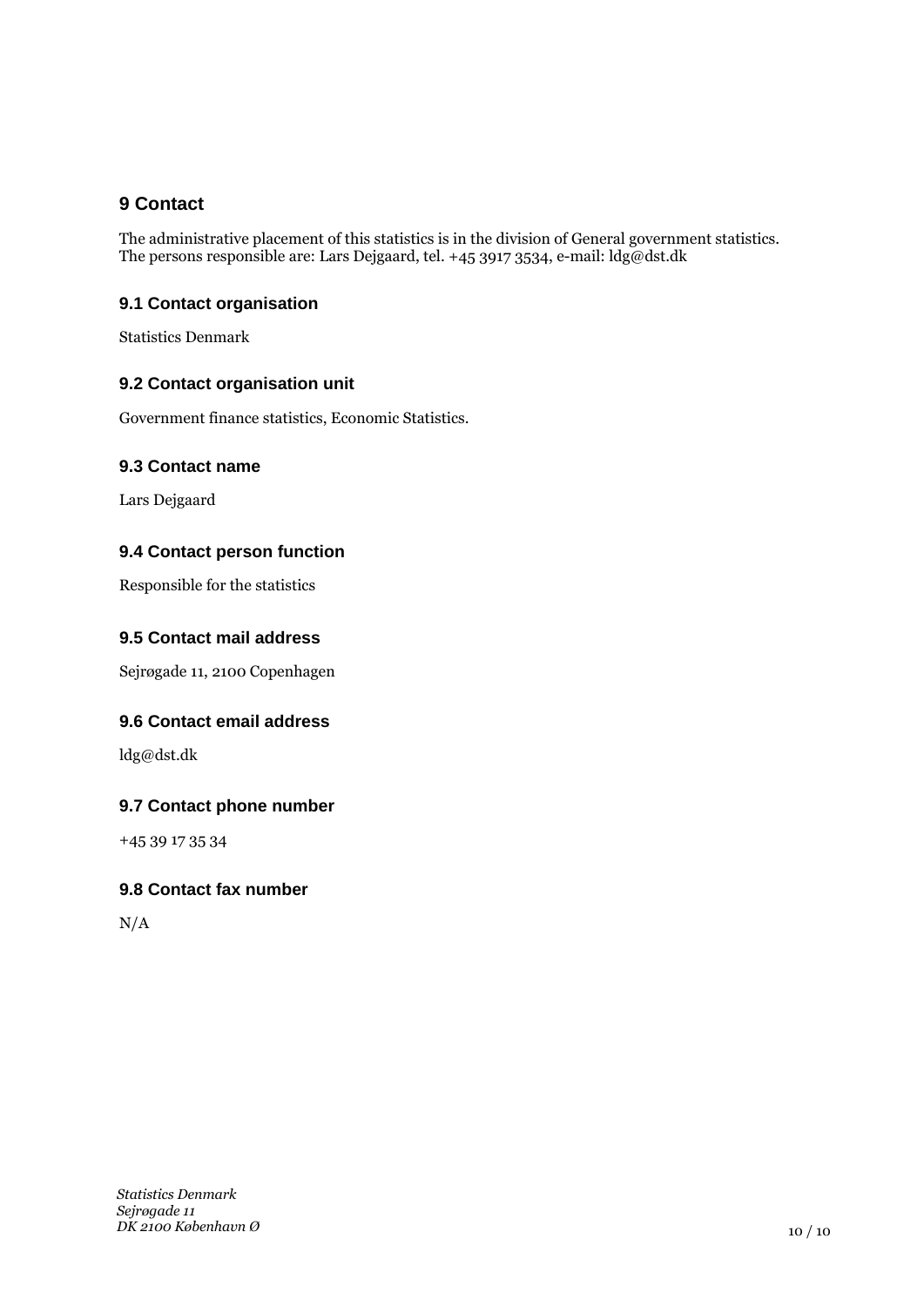## 9 Contact

The administrative placement of this statistics is in the division of General government statistics. The persons responsible are: Lars Dejgaard, tel. +45 3917 3534, e-mail: ldg@dst.dk

### 9.1 Contact organisation

Statistics Denmark

### 9.2 Contact organisation unit

Government finance statistics, Economic Statistics.

### 9.3 Contact name

Lars Dejgaard

### 9.4 Contact person function

Responsible for the statistics

### 9.5 Contact mail address

Sejrøgade 11, 2100 Copenhagen

### 9.6 Contact email address

ldg@dst.dk

### 9.7 Contact phone number

+45 39 17 35 34

### 9.8 Contact fax number

N/A